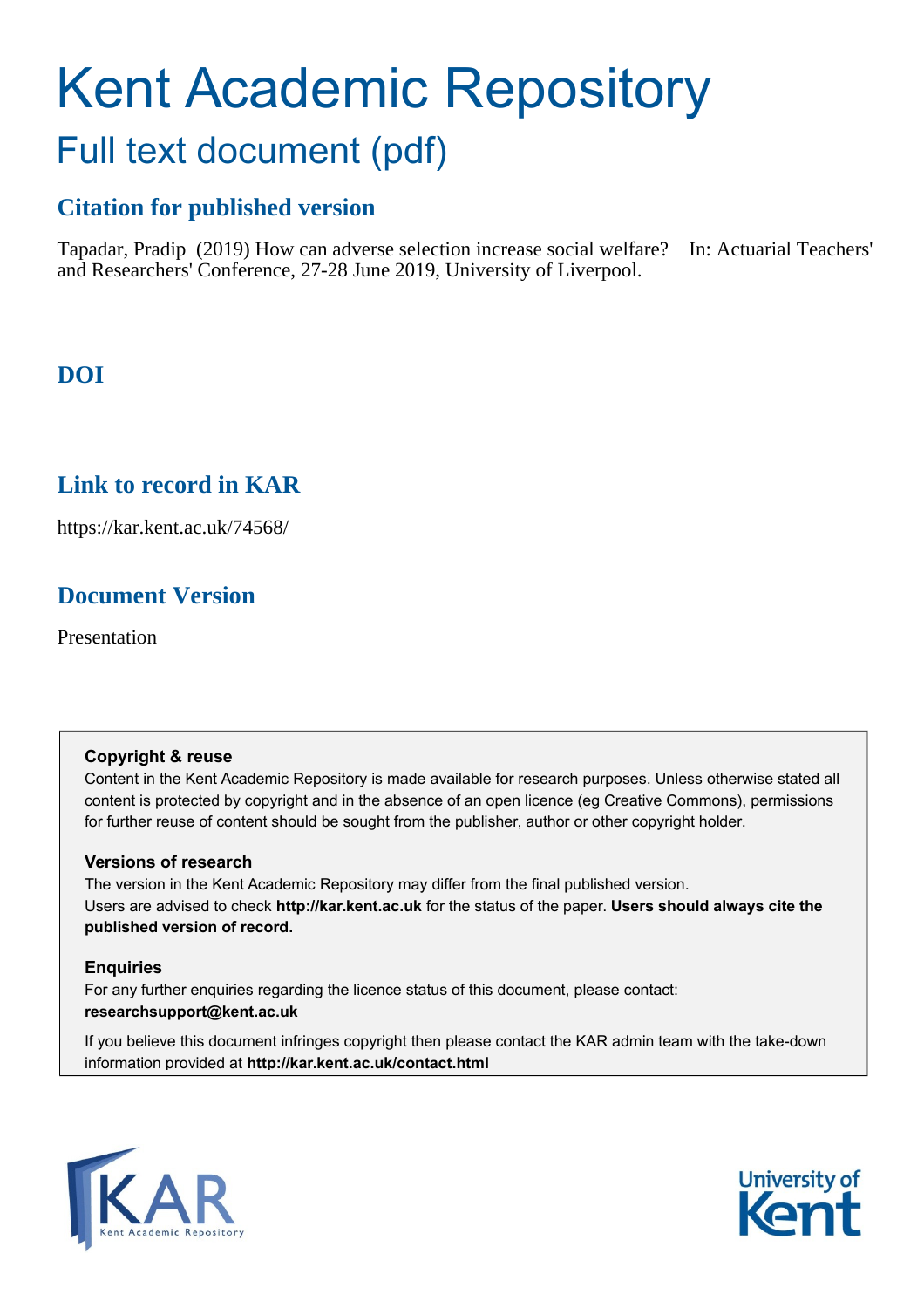# Kent Academic Repository

## Full text document (pdf)

### Citation for published version

Tapadar, Pradip (2019) How can adverse selection increase social welfare? In: Actuarial Teachers' and Researchers' Conference, 27-28 June 2019, University of Liverpool.

### DOI

### Link to record in KAR

https://kar.kent.ac.uk/74568/

### Document Version

Presentation

**Copyright & reuse**

Content in the Kent Academic Repository is made available for research purposes. Unless otherwise stated all content is protected by copyright and in the absence of an open licence (eg Creative Commons), permissions for further reuse of content should be sought from the publisher, author or other copyright holder.

**Versions of research**

The version in the Kent Academic Repository may differ from the final published version. Users are advised to check **http://kar.kent.ac.uk** for the status of the paper. **Users should always cite the published version of record.**

**Enquiries**

For any further enquiries regarding the licence status of this document, please contact: **researchsupport@kent.ac.uk**

If you believe this document infringes copyright then please contact the KAR admin team with the take-down information provided at **http://kar.kent.ac.uk/contact.html**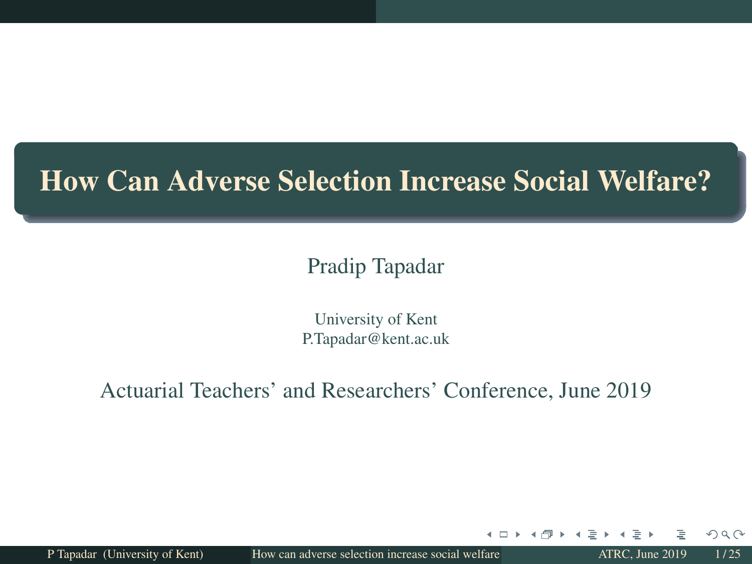# How Can Adverse Selection Increase Social Welfare?

Pradip Tapadar

University of Kent
P.Tapadar@kent.ac.uk

Actuarial Teachers' and Researchers' Conference, June 2019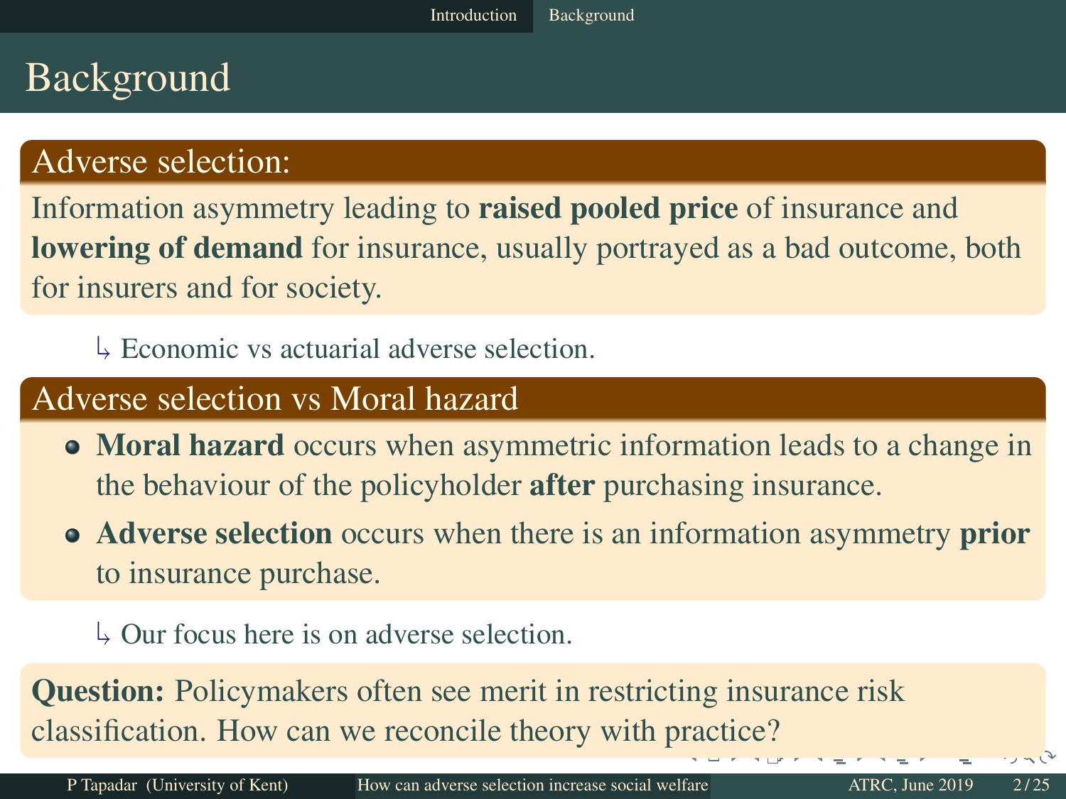# Background

## Adverse selection:

Information asymmetry leading to **raised pooled price** of insurance and **lowering of demand** for insurance, usually portrayed as a bad outcome, both for insurers and for society.

↳ Economic vs actuarial adverse selection.

## Adverse selection vs Moral hazard

- **Moral hazard** occurs when asymmetric information leads to a change in the behaviour of the policyholder **after** purchasing insurance.
- **Adverse selection** occurs when there is an information asymmetry **prior** to insurance purchase.

↳ Our focus here is on adverse selection.

**Question:** Policymakers often see merit in restricting insurance risk classification. How can we reconcile theory with practice?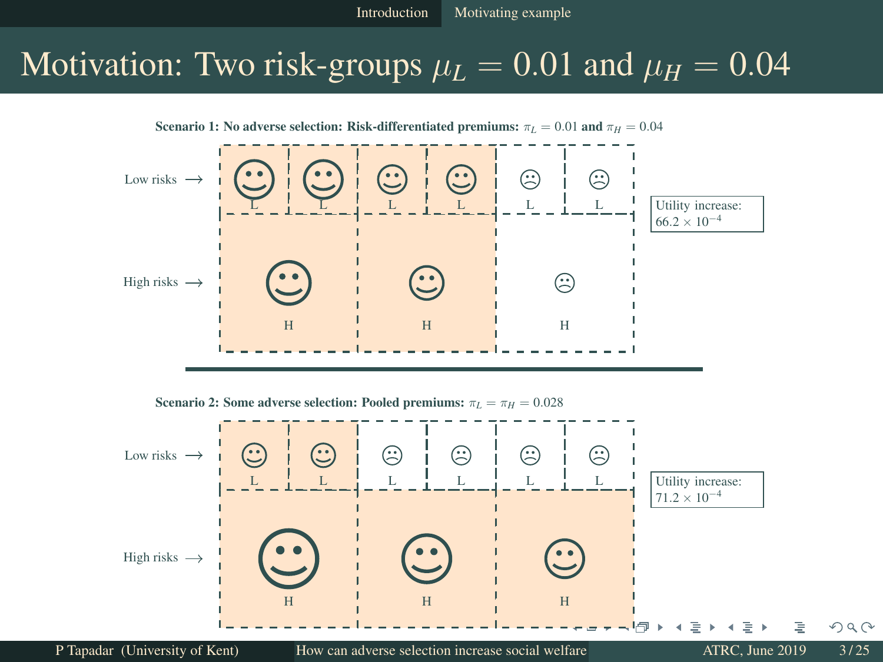# Motivation: Two risk-groups $\mu_L = 0.01$ and $\mu_H = 0.04$

**Scenario 1: No adverse selection: Risk-differentiated premiums:** $\pi_L = 0.01$ **and** $\pi_H = 0.04$

Low risks $\longrightarrow$ L L L L L L

High risks $\longrightarrow$ H H H

Utility increase: $66.2 \times 10^{-4}$

**Scenario 2: Some adverse selection: Pooled premiums:** $\pi_L = \pi_H = 0.028$

Low risks $\longrightarrow$ L L L L L L

High risks $\longrightarrow$ H H H

Utility increase: $71.2 \times 10^{-4}$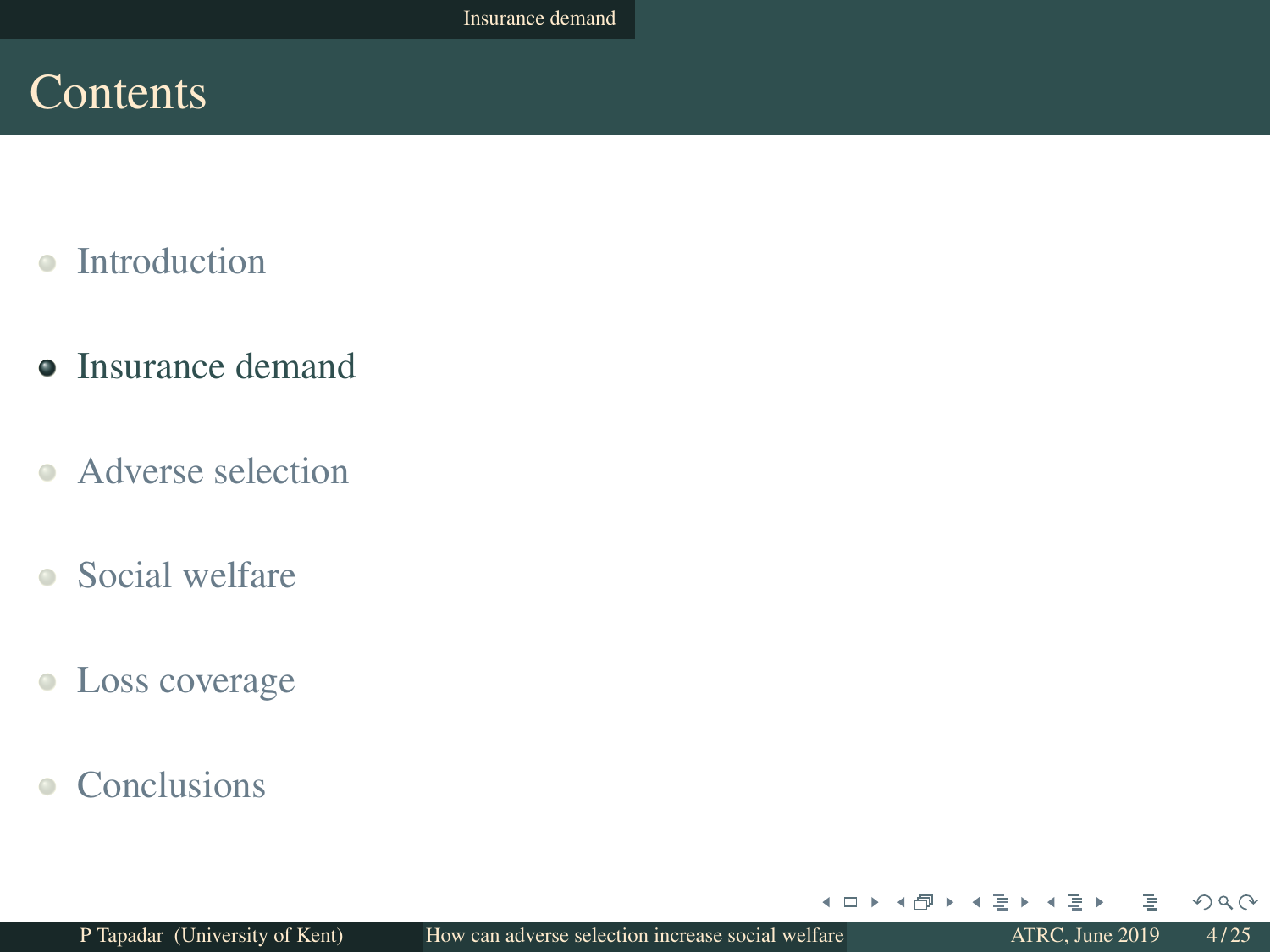# Contents

- Introduction
- **Insurance demand**
- Adverse selection
- Social welfare
- Loss coverage
- Conclusions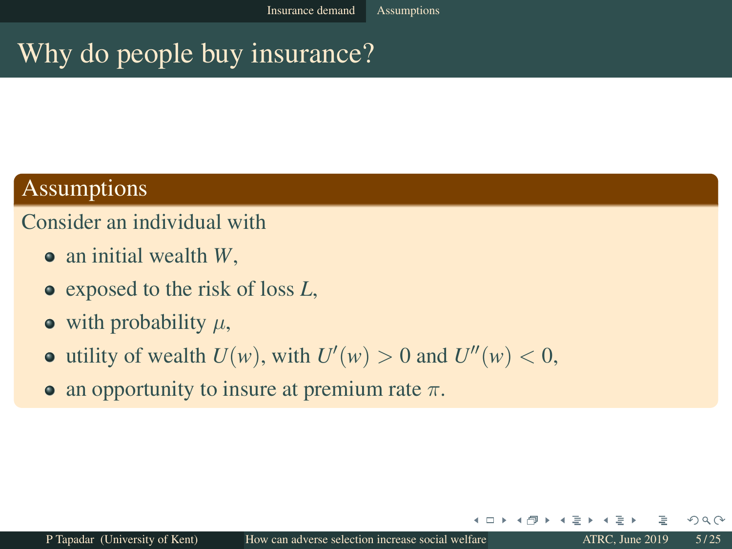# Why do people buy insurance?

## Assumptions

Consider an individual with

- an initial wealth $W$,
- exposed to the risk of loss $L$,
- with probability $\mu$,
- utility of wealth $U(w)$, with $U'(w) > 0$ and $U''(w) < 0$,
- an opportunity to insure at premium rate $\pi$.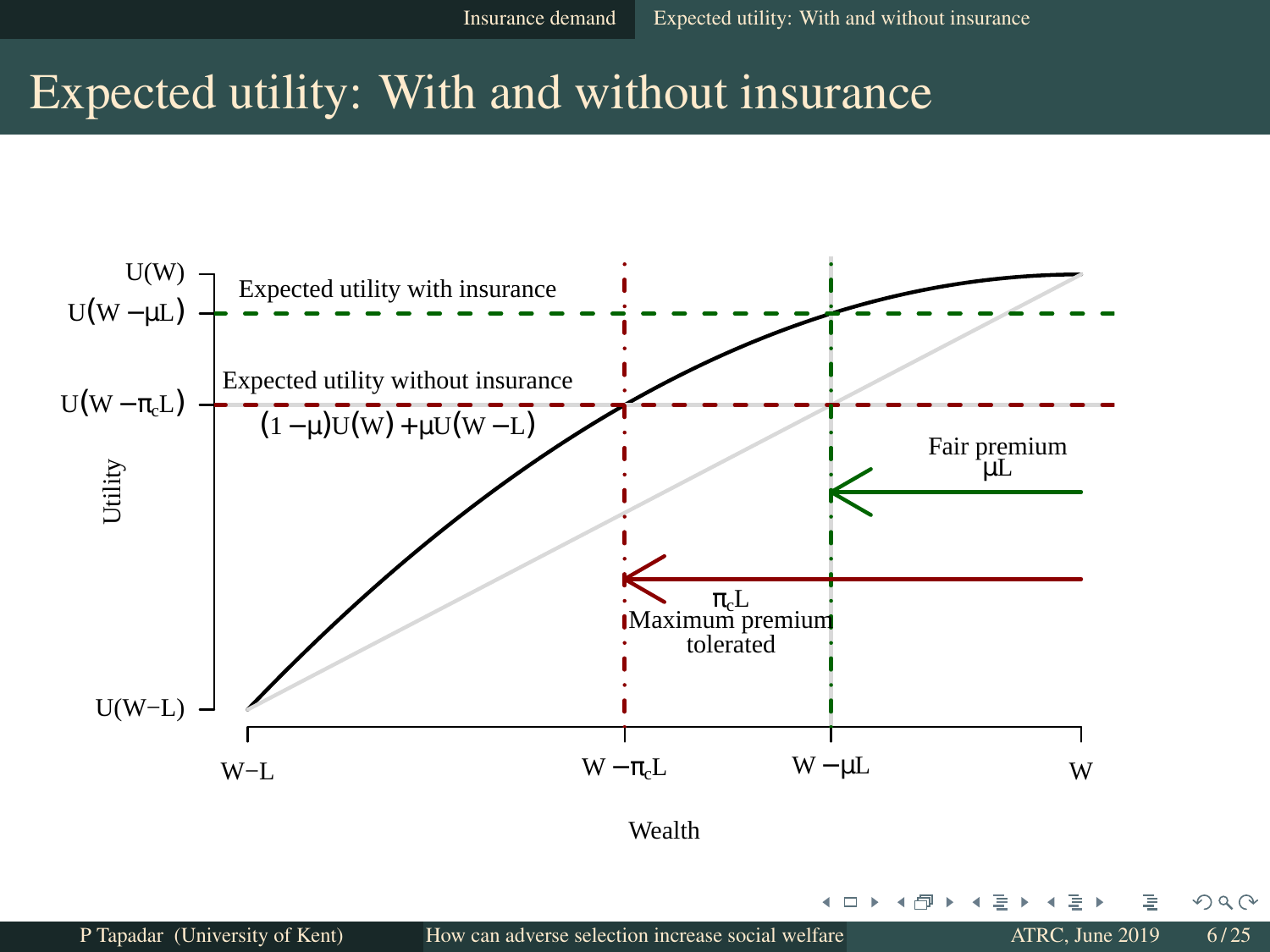# Expected utility: With and without insurance

U(W)

$U(W - \mu L)$

$U(W - \pi_c L)$

$U(W-L)$

Utility

Expected utility with insurance

Expected utility without insurance

$(1 - \mu)U(W) + \mu U(W - L)$

Fair premium
$\mu L$

$\pi_c L$
Maximum premium tolerated

W−L

$W - \pi_c L$

$W - \mu L$

W

Wealth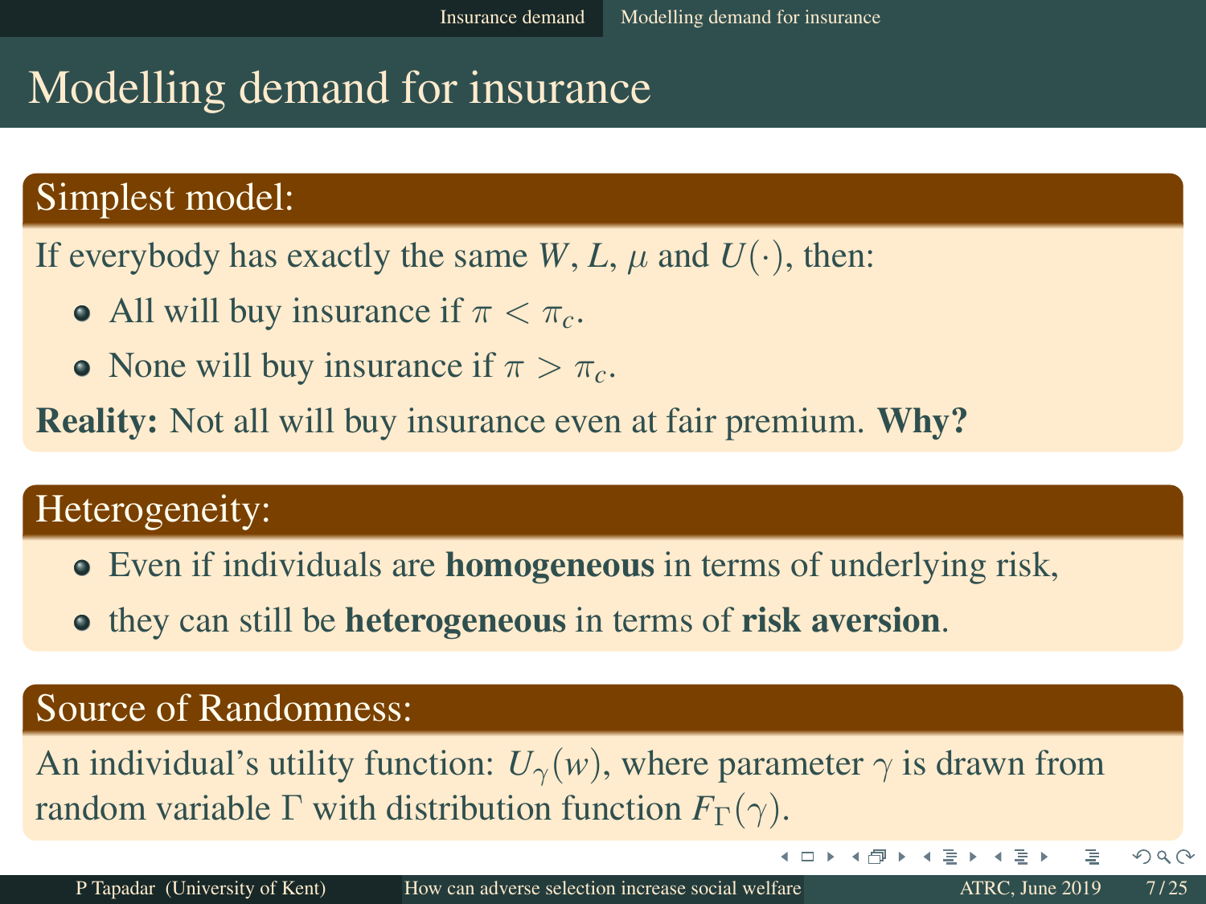# Modelling demand for insurance

## Simplest model:

If everybody has exactly the same $W$, $L$, $\mu$ and $U(\cdot)$, then:

- All will buy insurance if $\pi < \pi_c$.
- None will buy insurance if $\pi > \pi_c$.

**Reality:** Not all will buy insurance even at fair premium. **Why?**

## Heterogeneity:

- Even if individuals are **homogeneous** in terms of underlying risk,
- they can still be **heterogeneous** in terms of **risk aversion**.

## Source of Randomness:

An individual's utility function: $U_\gamma(w)$, where parameter $\gamma$ is drawn from random variable $\Gamma$ with distribution function $F_\Gamma(\gamma)$.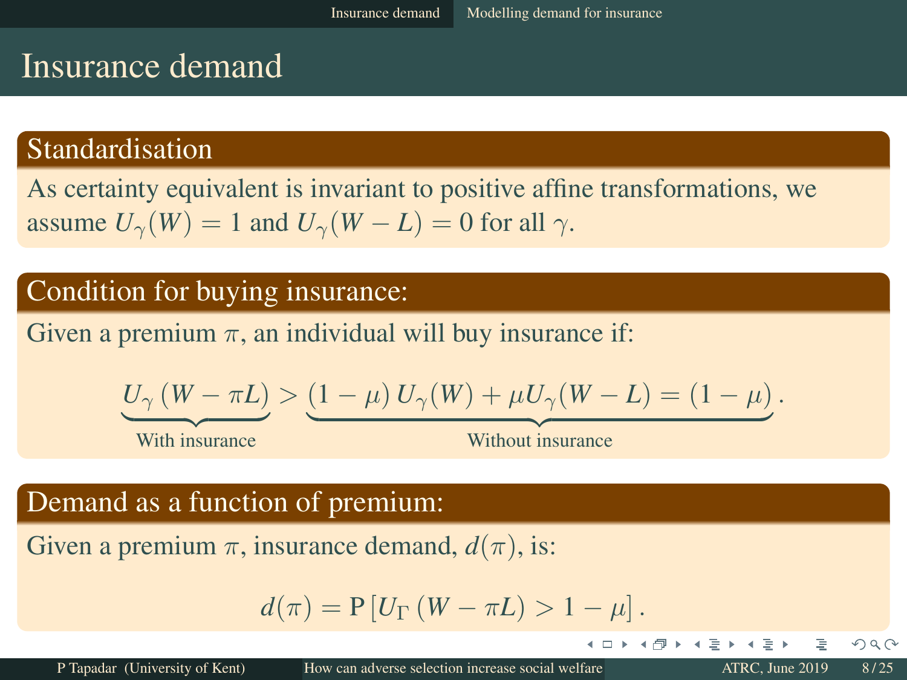# Insurance demand

### Standardisation

As certainty equivalent is invariant to positive affine transformations, we assume $U_\gamma(W) = 1$ and $U_\gamma(W - L) = 0$ for all $\gamma$.

### Condition for buying insurance:

Given a premium $\pi$, an individual will buy insurance if:

$$\underbrace{U_\gamma\left(W - \pi L\right)}_{\text{With insurance}} > \underbrace{(1-\mu)\,U_\gamma(W) + \mu U_\gamma(W - L) = (1-\mu)}_{\text{Without insurance}}.$$

### Demand as a function of premium:

Given a premium $\pi$, insurance demand, $d(\pi)$, is:

$$d(\pi) = \mathrm{P}\left[U_\Gamma\left(W - \pi L\right) > 1 - \mu\right].$$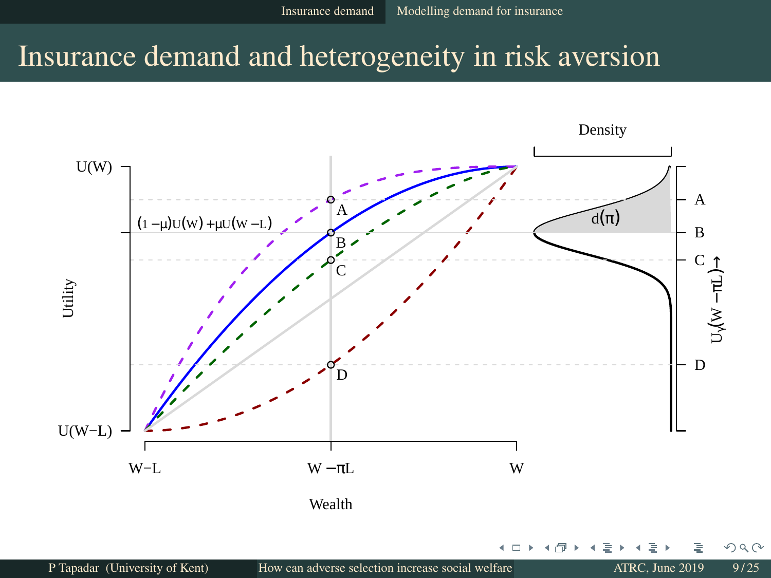# Insurance demand and heterogeneity in risk aversion

Density

$(1-\mu)U(W)+\mu U(W-L)$

$d(\pi)$

U(W)

U(W−L)

Utility

A

B

C

D

$U_\gamma(W-\pi L)\rightarrow$

W−L

$W-\pi L$

W

Wealth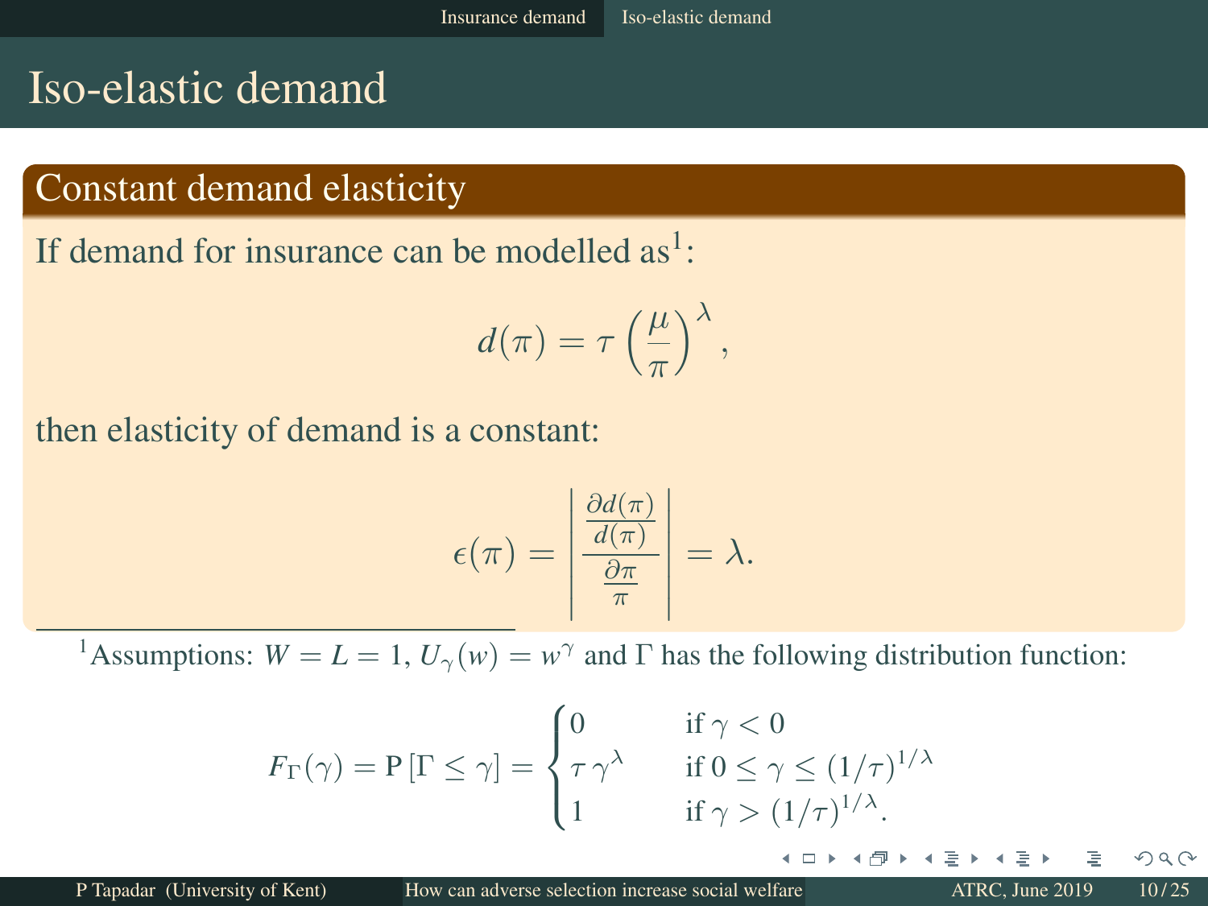# Iso-elastic demand

## Constant demand elasticity

If demand for insurance can be modelled as[1]:

$$d(\pi) = \tau \left(\frac{\mu}{\pi}\right)^{\lambda},$$

then elasticity of demand is a constant:

$$\epsilon(\pi) = \left| \frac{\frac{\partial d(\pi)}{d(\pi)}}{\frac{\partial \pi}{\pi}} \right| = \lambda.$$

[1] Assumptions: $W = L = 1$, $U_\gamma(w) = w^\gamma$ and $\Gamma$ has the following distribution function:

$$F_\Gamma(\gamma) = \mathrm{P}\left[\Gamma \leq \gamma\right] = \begin{cases} 0 & \text{if } \gamma < 0 \\ \tau\, \gamma^{\lambda} & \text{if } 0 \leq \gamma \leq (1/\tau)^{1/\lambda} \\ 1 & \text{if } \gamma > (1/\tau)^{1/\lambda}. \end{cases}$$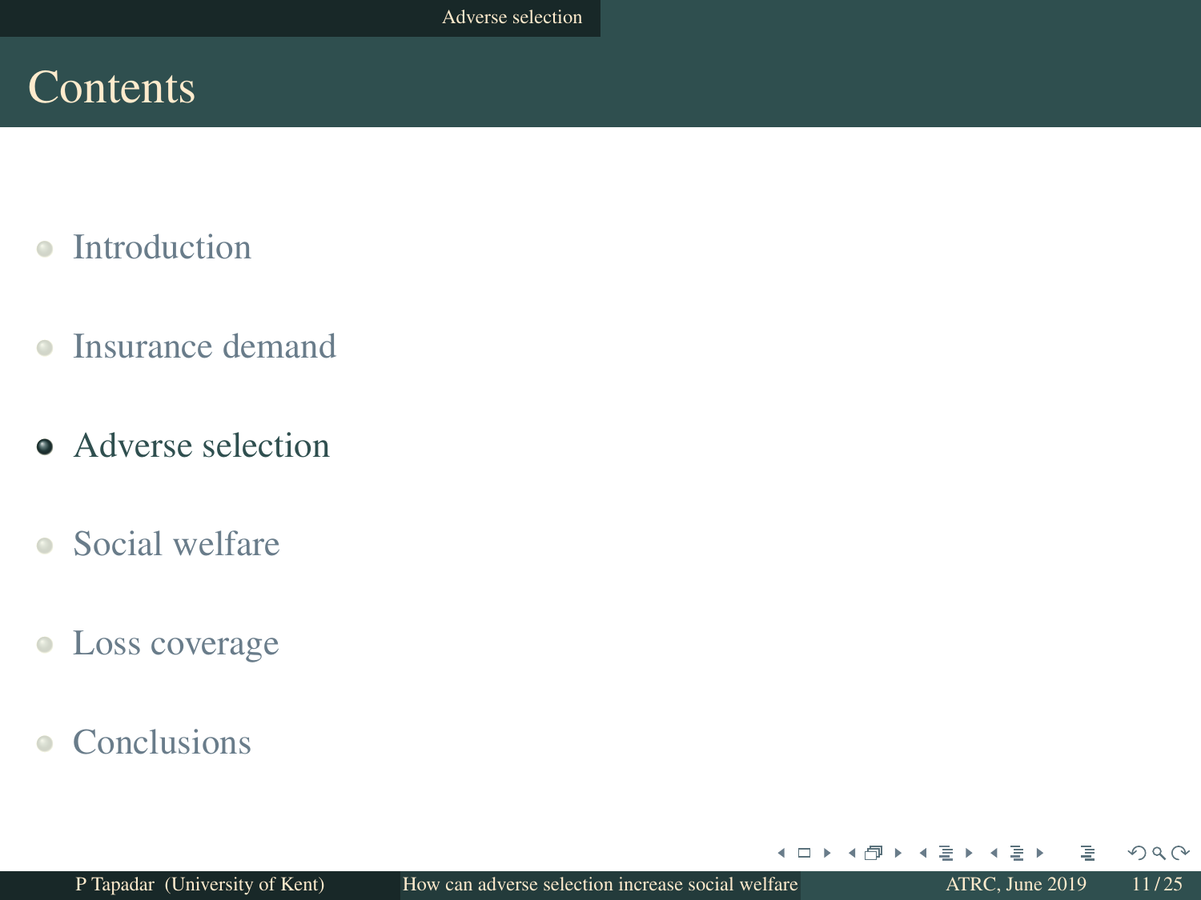# Contents

- Introduction
- Insurance demand
- **Adverse selection**
- Social welfare
- Loss coverage
- Conclusions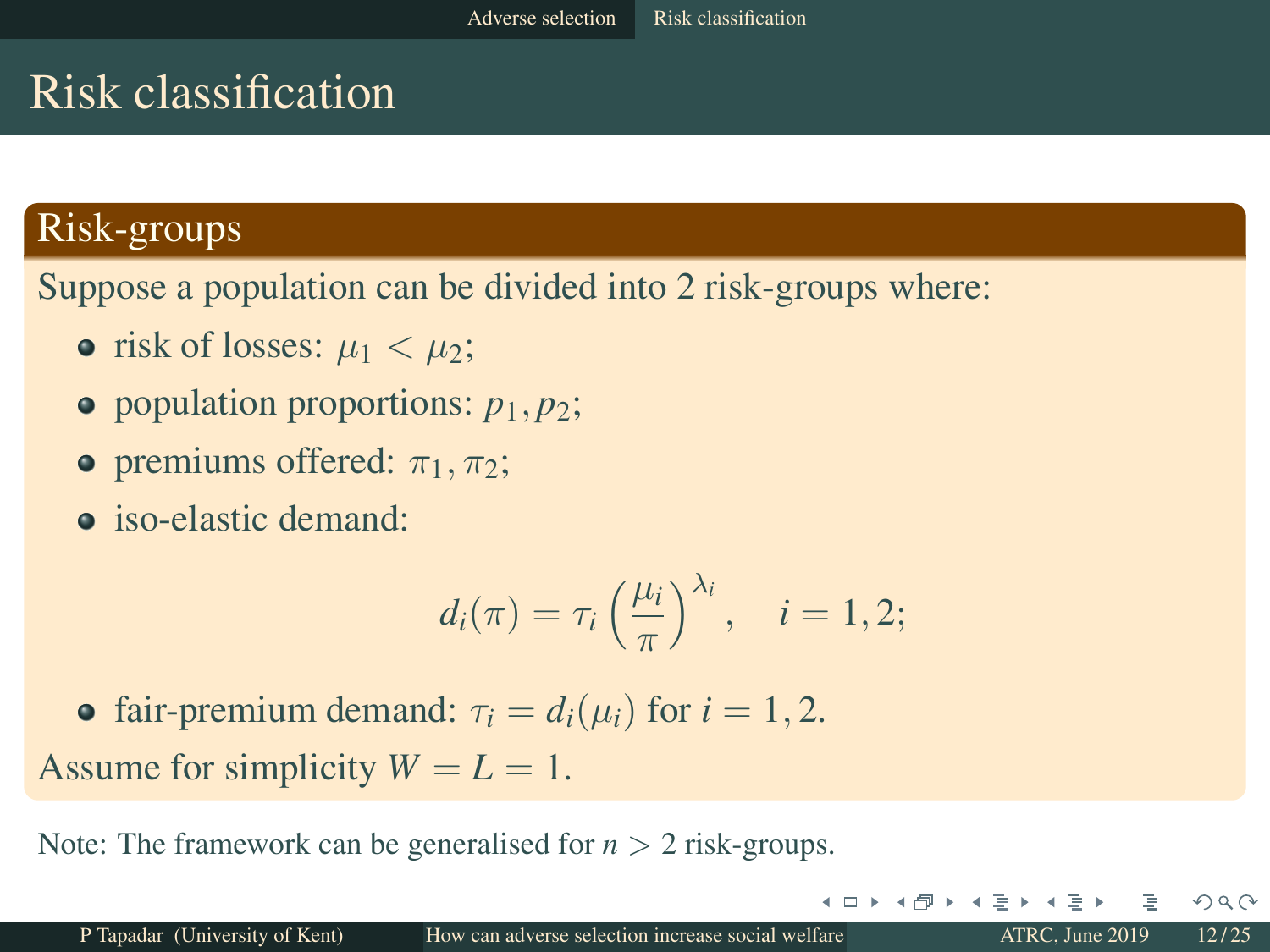# Risk classification

## Risk-groups

Suppose a population can be divided into 2 risk-groups where:

- risk of losses: $\mu_1 < \mu_2$;
- population proportions: $p_1, p_2$;
- premiums offered: $\pi_1, \pi_2$;
- iso-elastic demand:

$$d_i(\pi) = \tau_i \left(\frac{\mu_i}{\pi}\right)^{\lambda_i}, \quad i = 1, 2;$$

- fair-premium demand: $\tau_i = d_i(\mu_i)$ for $i = 1, 2$.

Assume for simplicity $W = L = 1$.

Note: The framework can be generalised for $n > 2$ risk-groups.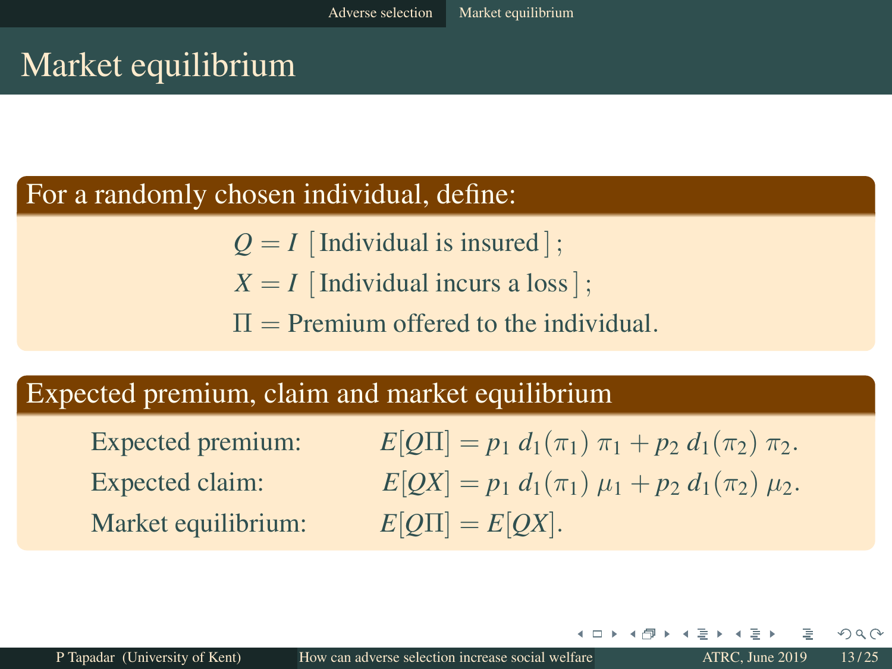# Market equilibrium

## For a randomly chosen individual, define:

$$Q = I\ [\text{Individual is insured}]\ ;$$

$$X = I\ [\text{Individual incurs a loss}]\ ;$$

$$\Pi = \text{Premium offered to the individual.}$$

## Expected premium, claim and market equilibrium

Expected premium: $E[Q\Pi] = p_1\, d_1(\pi_1)\, \pi_1 + p_2\, d_1(\pi_2)\, \pi_2.$

Expected claim: $E[QX] = p_1\, d_1(\pi_1)\, \mu_1 + p_2\, d_1(\pi_2)\, \mu_2.$

Market equilibrium: $E[Q\Pi] = E[QX].$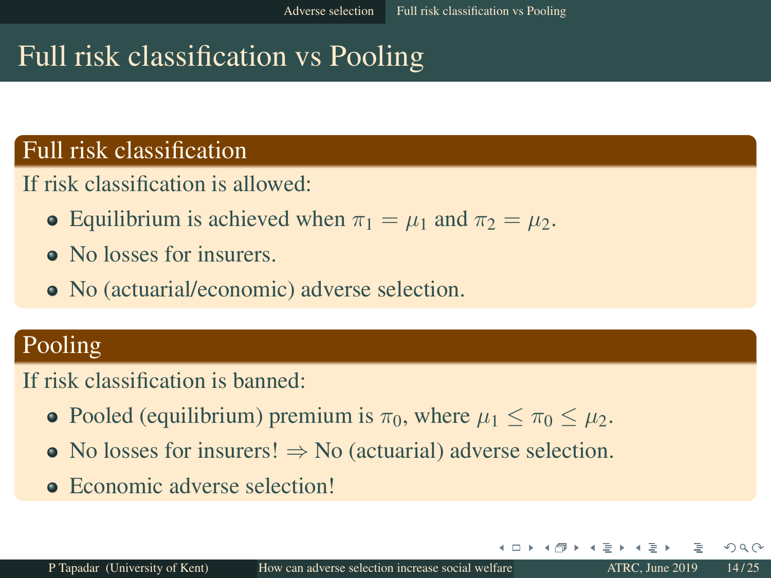# Full risk classification vs Pooling

## Full risk classification

If risk classification is allowed:

- Equilibrium is achieved when $\pi_1 = \mu_1$ and $\pi_2 = \mu_2$.
- No losses for insurers.
- No (actuarial/economic) adverse selection.

## Pooling

If risk classification is banned:

- Pooled (equilibrium) premium is $\pi_0$, where $\mu_1 \leq \pi_0 \leq \mu_2$.
- No losses for insurers! $\Rightarrow$ No (actuarial) adverse selection.
- Economic adverse selection!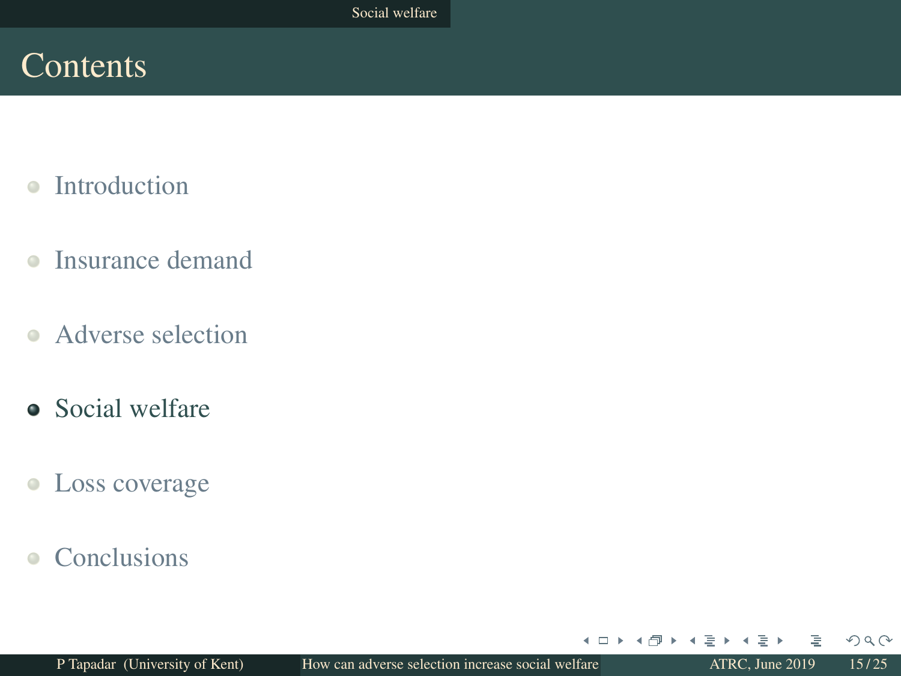# Contents

- Introduction
- Insurance demand
- Adverse selection
- **Social welfare**
- Loss coverage
- Conclusions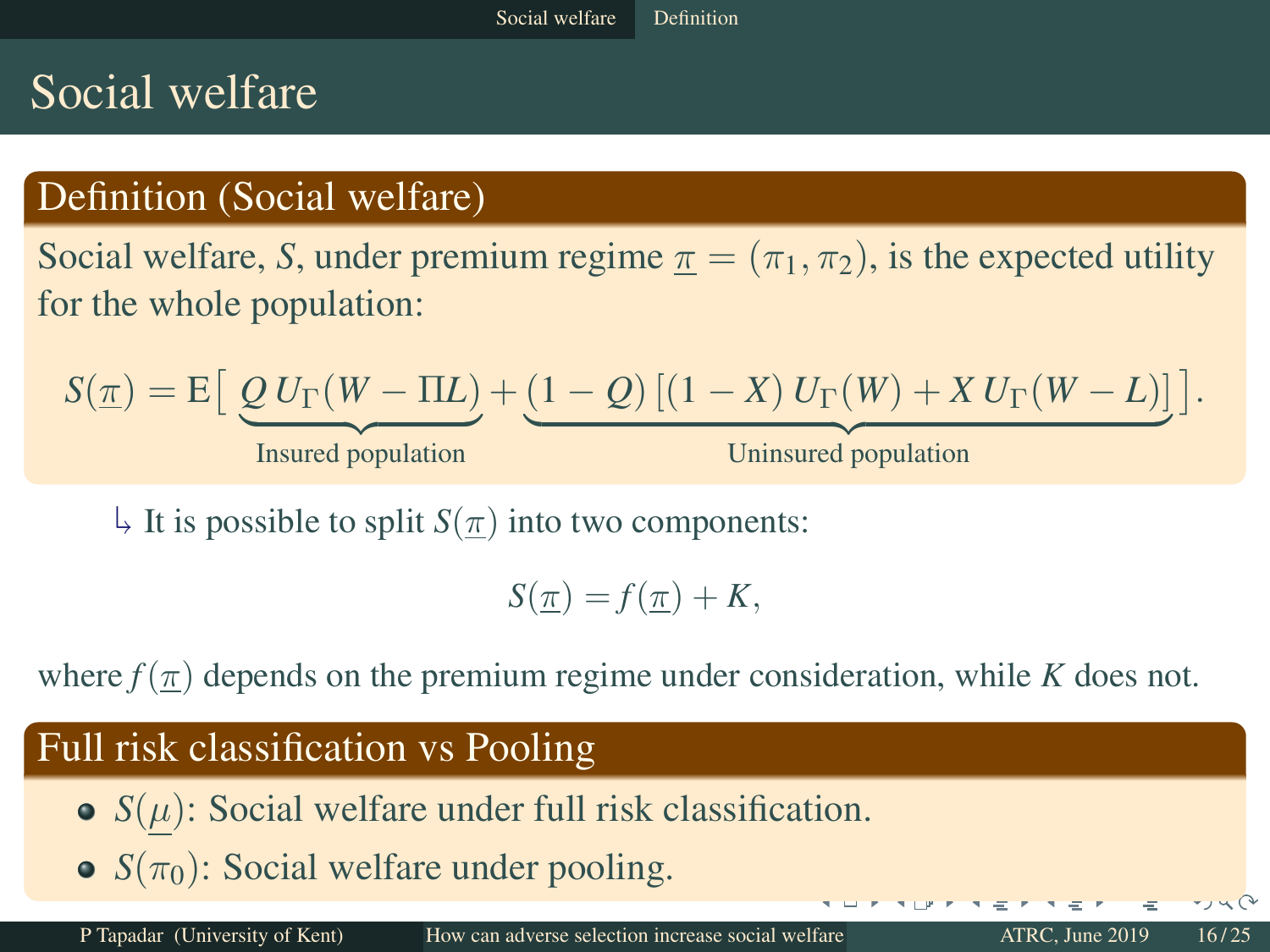# Social welfare

## Definition (Social welfare)

Social welfare, $S$, under premium regime $\underline{\pi} = (\pi_1, \pi_2)$, is the expected utility for the whole population:

$$S(\underline{\pi}) = \mathrm{E}\Big[\underbrace{Q\,U_\Gamma(W - \Pi L)}_{\text{Insured population}} + \underbrace{(1-Q)\left[(1-X)\,U_\Gamma(W) + X\,U_\Gamma(W-L)\right]}_{\text{Uninsured population}}\Big].$$

↳ It is possible to split $S(\underline{\pi})$ into two components:

$$S(\underline{\pi}) = f(\underline{\pi}) + K,$$

where $f(\underline{\pi})$ depends on the premium regime under consideration, while $K$ does not.

## Full risk classification vs Pooling

- $S(\underline{\mu})$: Social welfare under full risk classification.
- $S(\pi_0)$: Social welfare under pooling.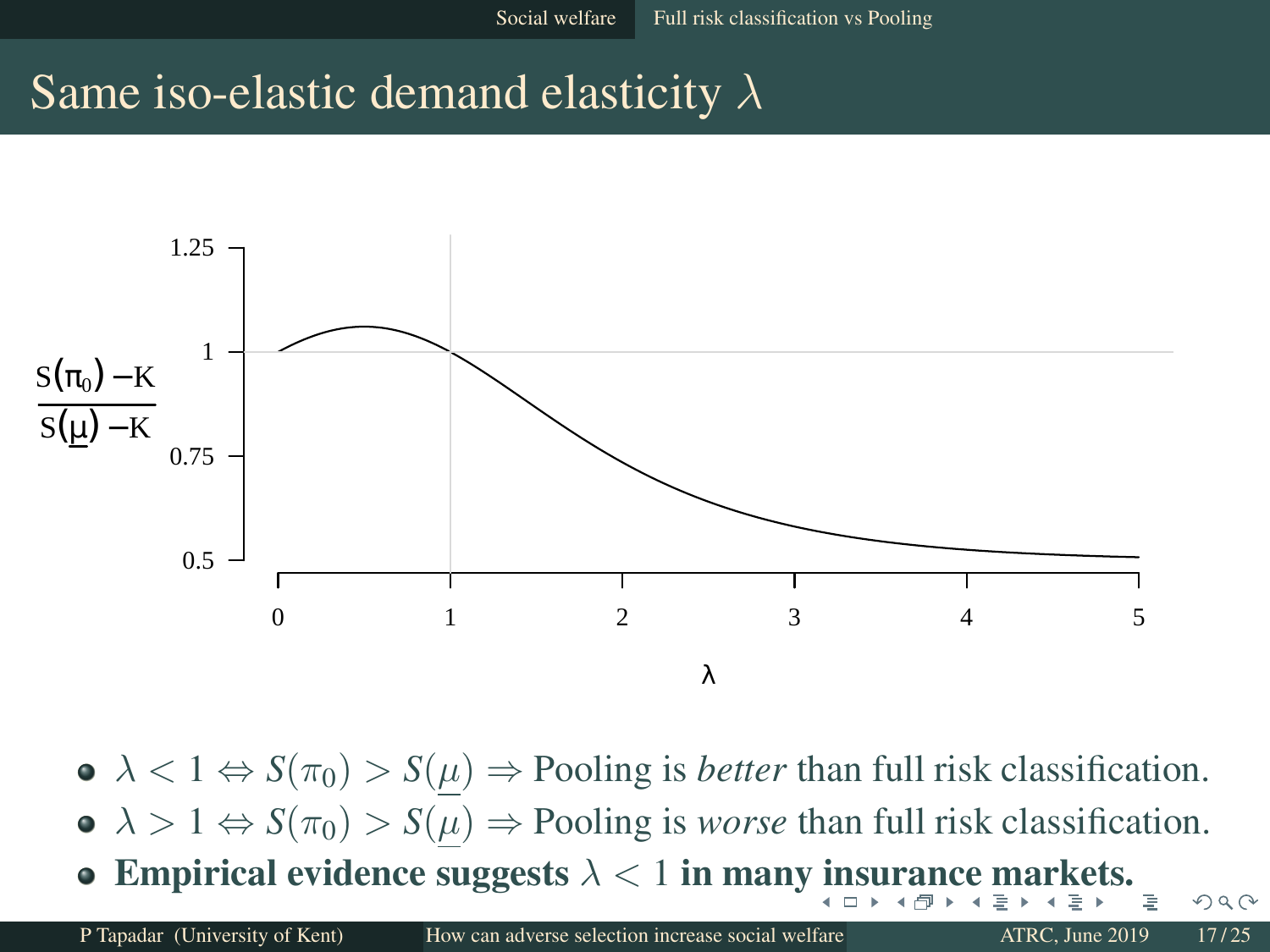# Same iso-elastic demand elasticity $\lambda$

- $\lambda < 1 \Leftrightarrow S(\pi_0) > S(\underline{\mu}) \Rightarrow$ Pooling is *better* than full risk classification.
- $\lambda > 1 \Leftrightarrow S(\pi_0) > S(\underline{\mu}) \Rightarrow$ Pooling is *worse* than full risk classification.
- **Empirical evidence suggests $\lambda < 1$ in many insurance markets.**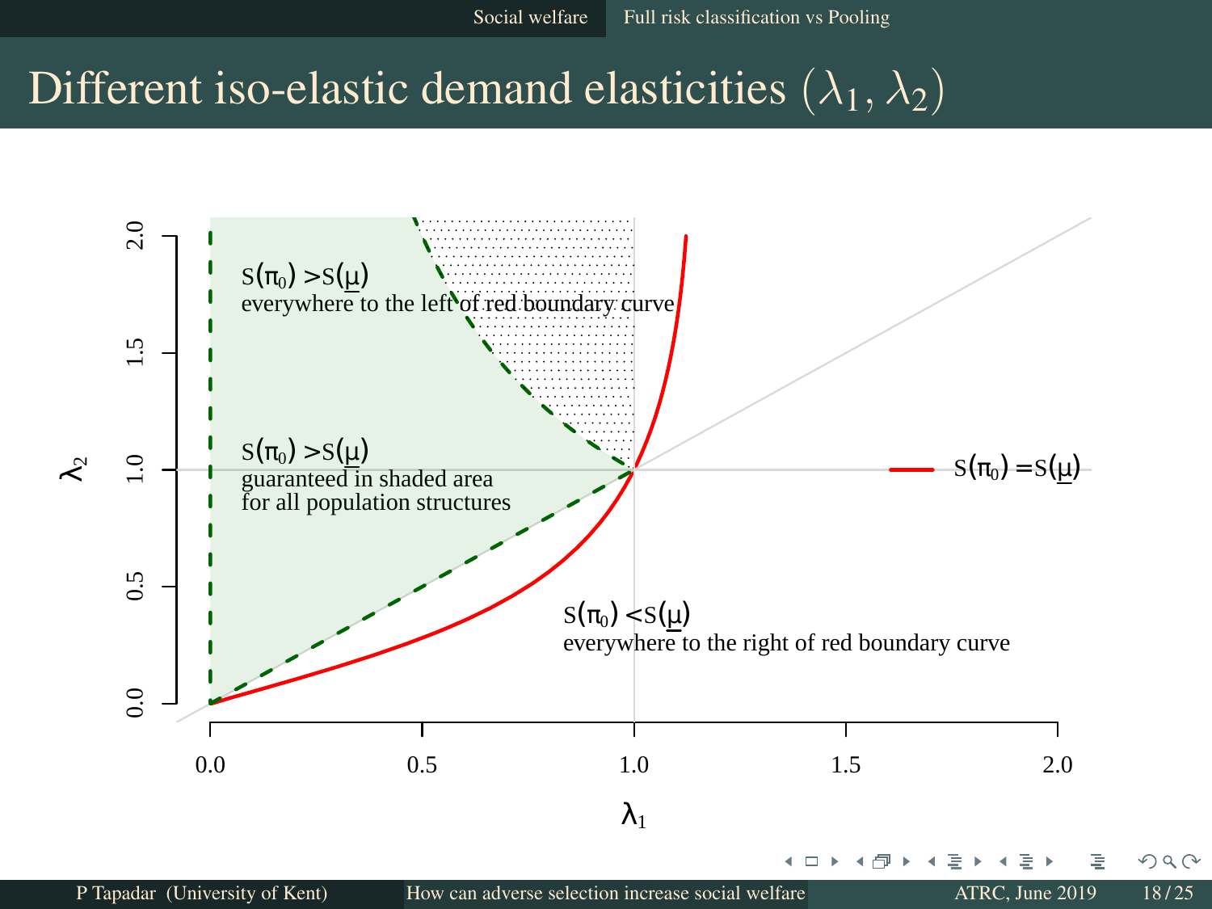# Different iso-elastic demand elasticities $(\lambda_1, \lambda_2)$

$s(\pi_0) > s(\underline{\mu})$
everywhere to the left of red boundary curve

$s(\pi_0) > s(\underline{\mu})$
guaranteed in shaded area
for all population structures

$s(\pi_0) = s(\underline{\mu})$

$s(\pi_0) < s(\underline{\mu})$
everywhere to the right of red boundary curve

$\lambda_1$ (horizontal axis: 0.0, 0.5, 1.0, 1.5, 2.0)

$\lambda_2$ (vertical axis: 0.0, 0.5, 1.0, 1.5, 2.0)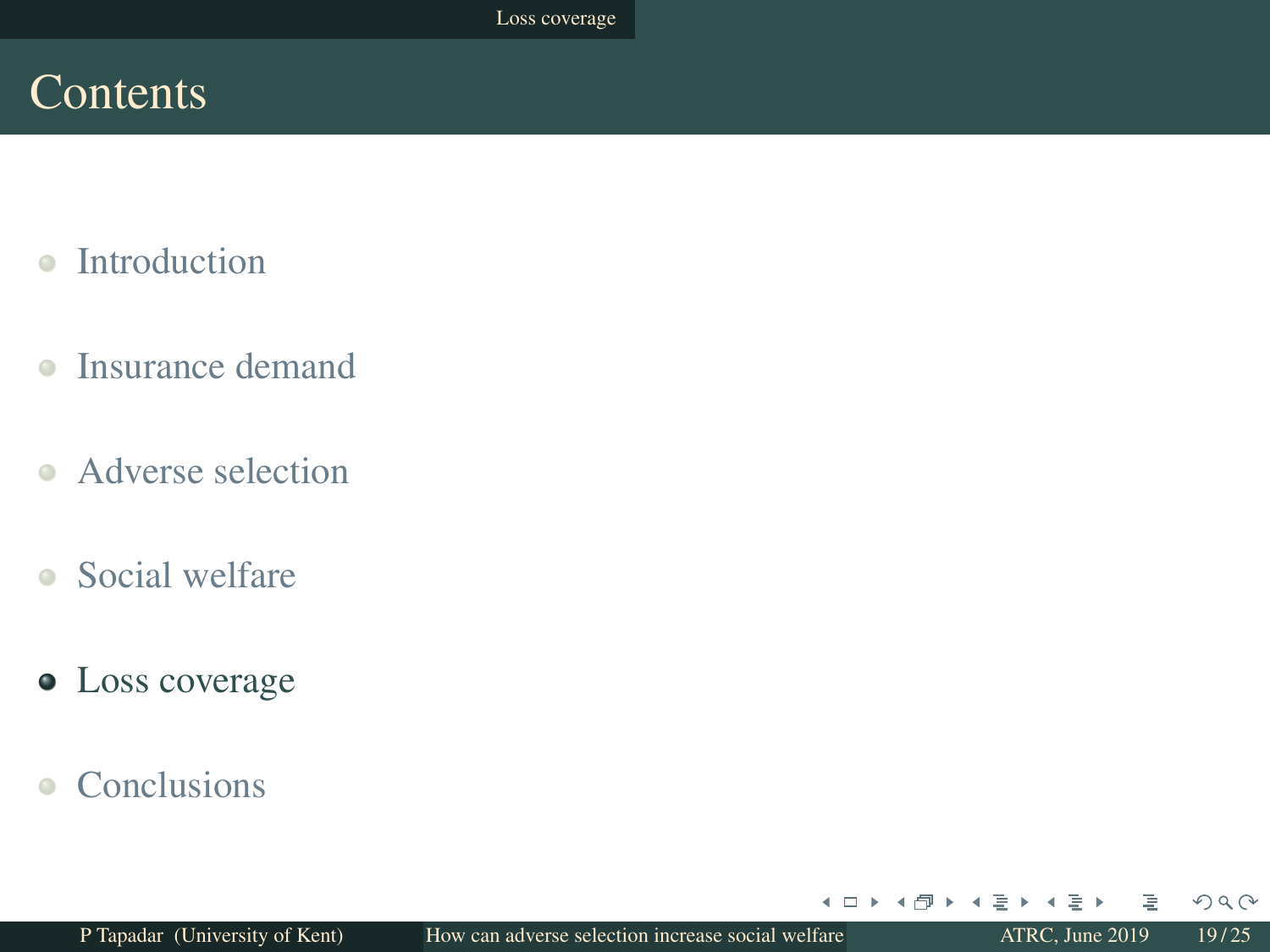# Contents

- Introduction
- Insurance demand
- Adverse selection
- Social welfare
- Loss coverage
- Conclusions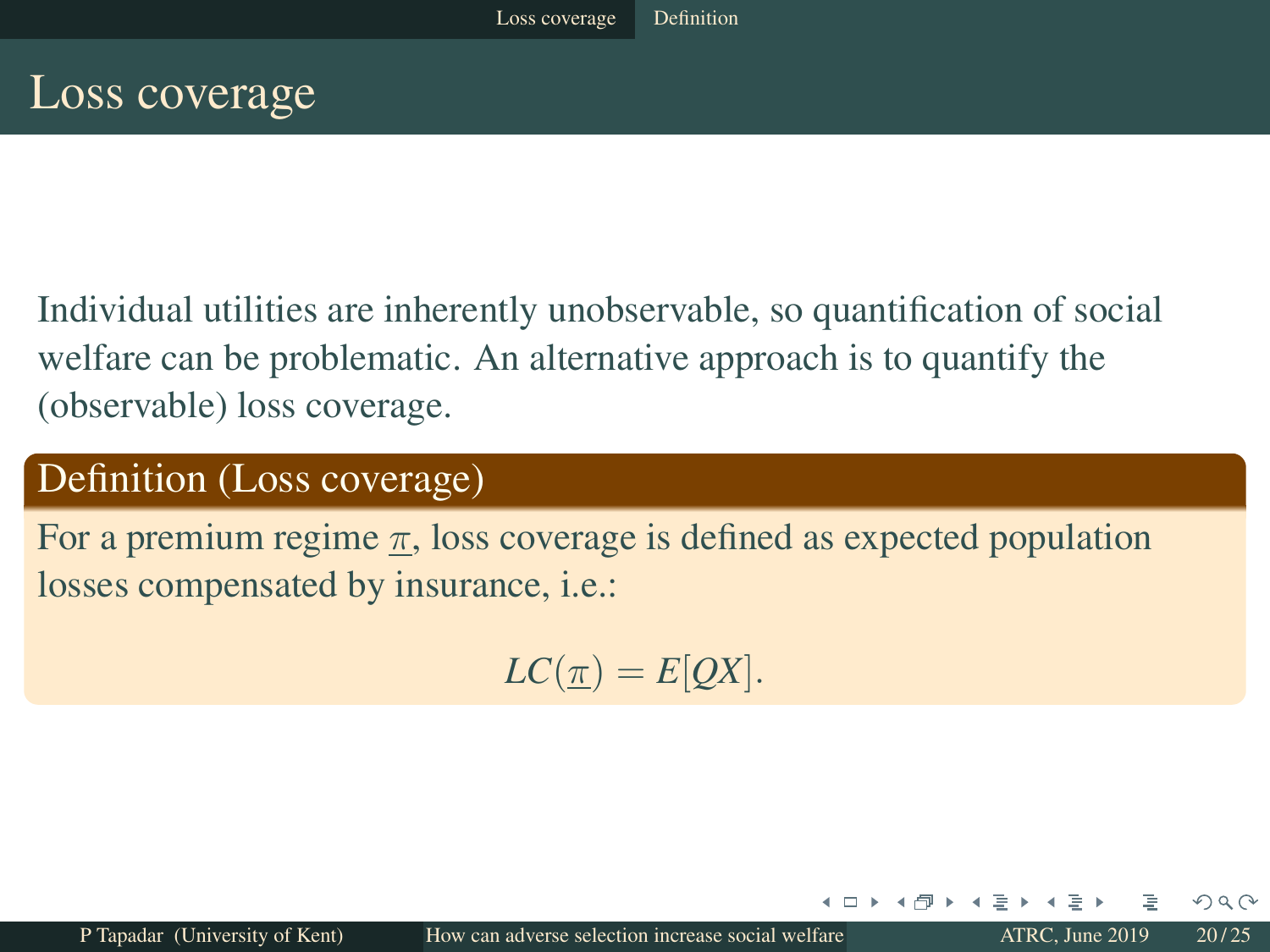# Loss coverage

Individual utilities are inherently unobservable, so quantification of social welfare can be problematic. An alternative approach is to quantify the (observable) loss coverage.

**Definition (Loss coverage)**

For a premium regime $\underline{\pi}$, loss coverage is defined as expected population losses compensated by insurance, i.e.:

$$LC(\underline{\pi}) = E[QX].$$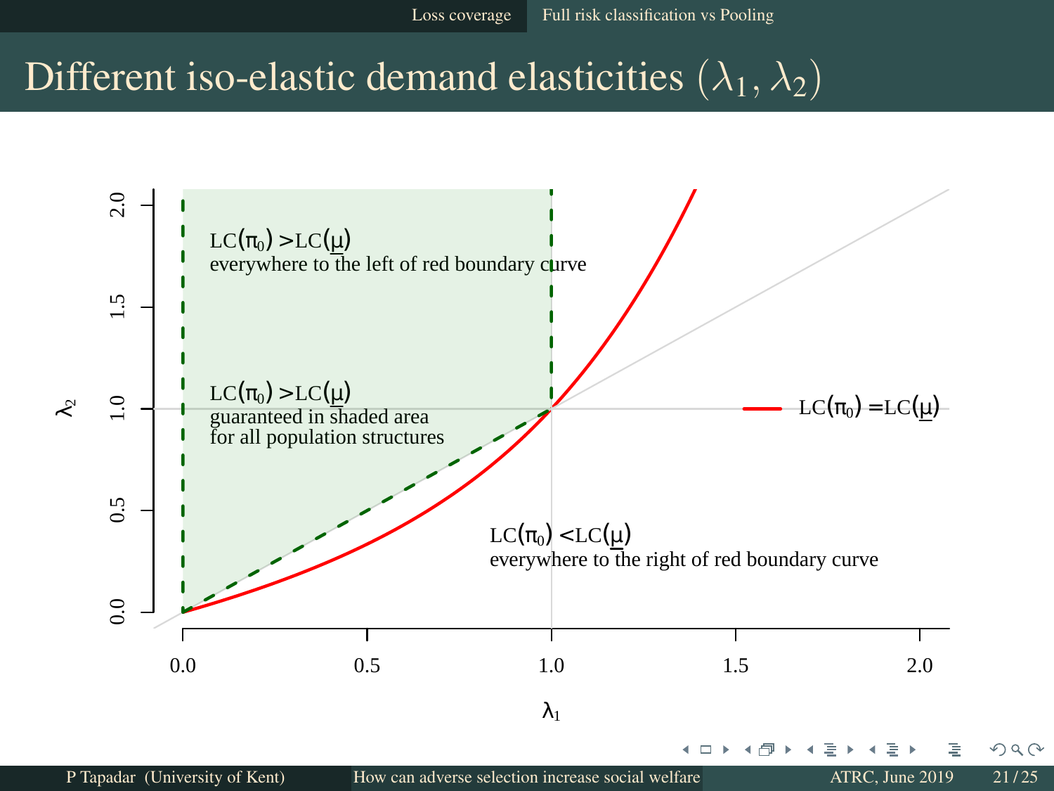# Different iso-elastic demand elasticities $(\lambda_1, \lambda_2)$

$LC(\pi_0) > LC(\underline{\mu})$
everywhere to the left of red boundary curve

$LC(\pi_0) > LC(\underline{\mu})$
guaranteed in shaded area
for all population structures

$LC(\pi_0) < LC(\underline{\mu})$
everywhere to the right of red boundary curve

$LC(\pi_0) = LC(\underline{\mu})$

$\lambda_1$

$\lambda_2$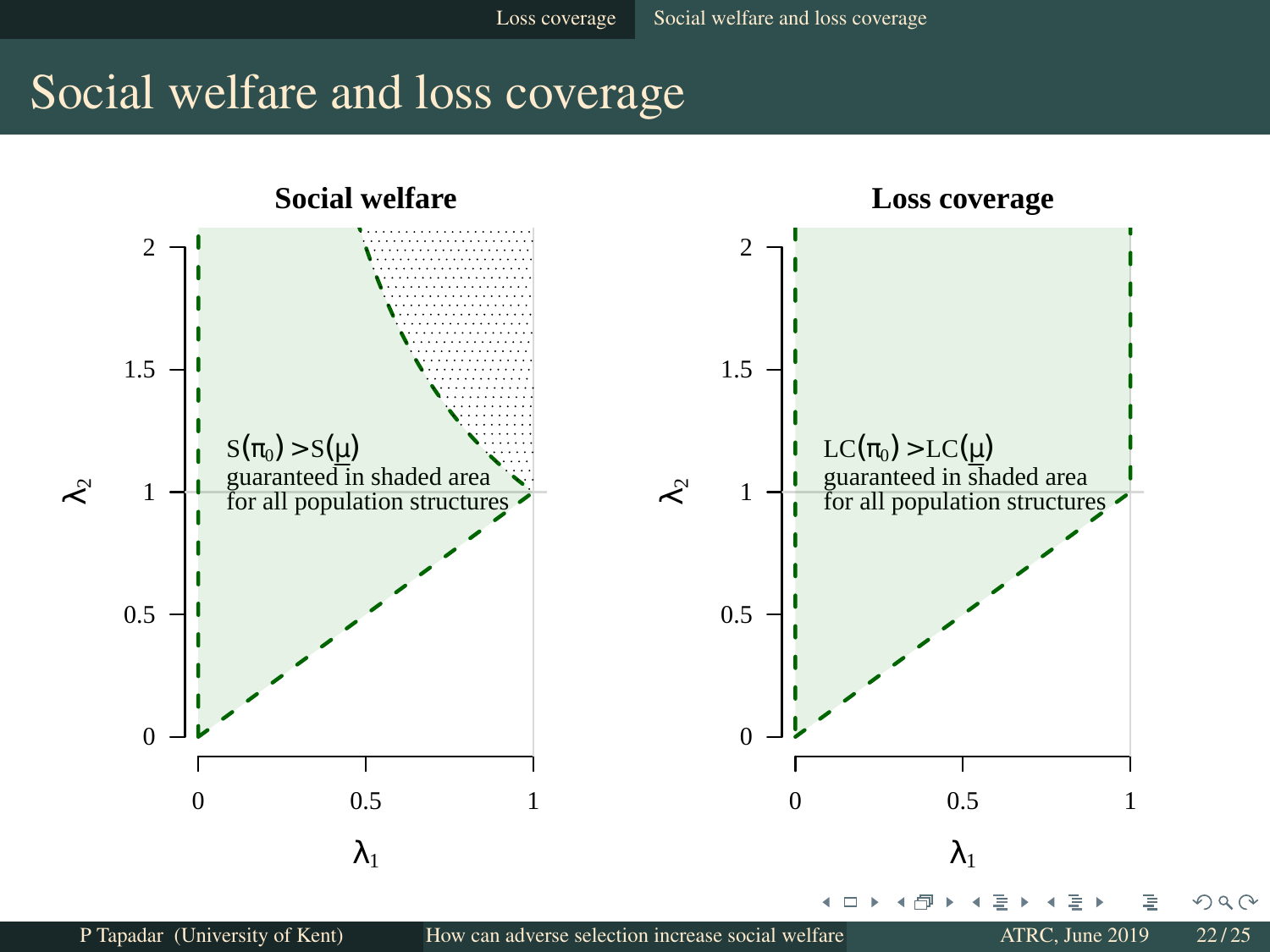# Social welfare and loss coverage

### Social welfare

$S(\pi_0) > S(\mu)$
guaranteed in shaded area
for all population structures

$\lambda_1$ (horizontal axis: 0, 0.5, 1); $\lambda_2$ (vertical axis: 0, 0.5, 1, 1.5, 2)

### Loss coverage

$LC(\pi_0) > LC(\mu)$
guaranteed in shaded area
for all population structures

$\lambda_1$ (horizontal axis: 0, 0.5, 1); $\lambda_2$ (vertical axis: 0, 0.5, 1, 1.5, 2)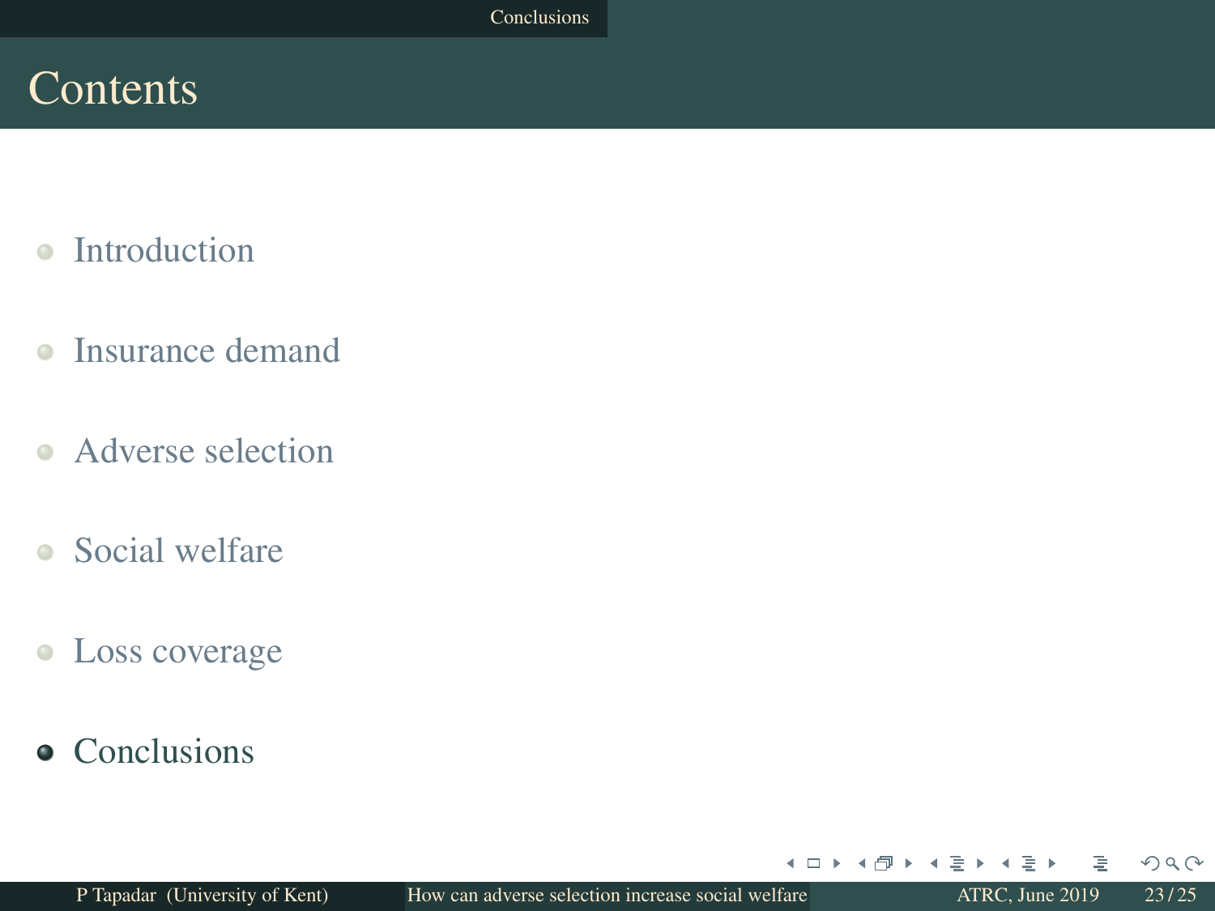# Contents

- Introduction
- Insurance demand
- Adverse selection
- Social welfare
- Loss coverage
- Conclusions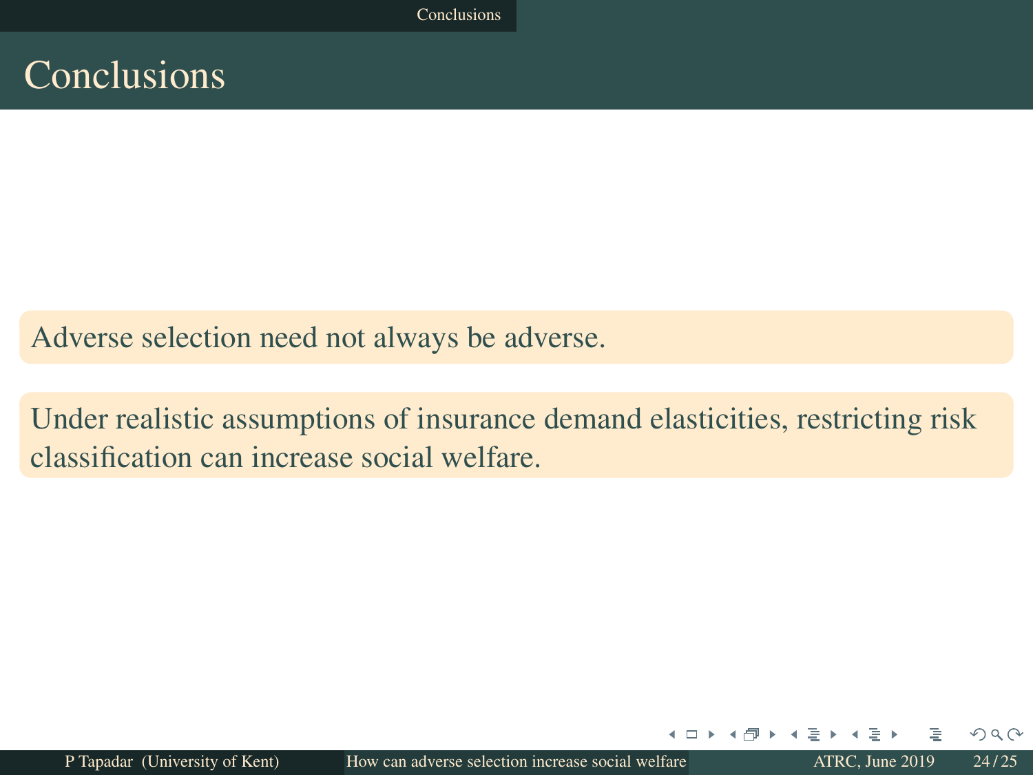# Conclusions

Adverse selection need not always be adverse.

Under realistic assumptions of insurance demand elasticities, restricting risk classification can increase social welfare.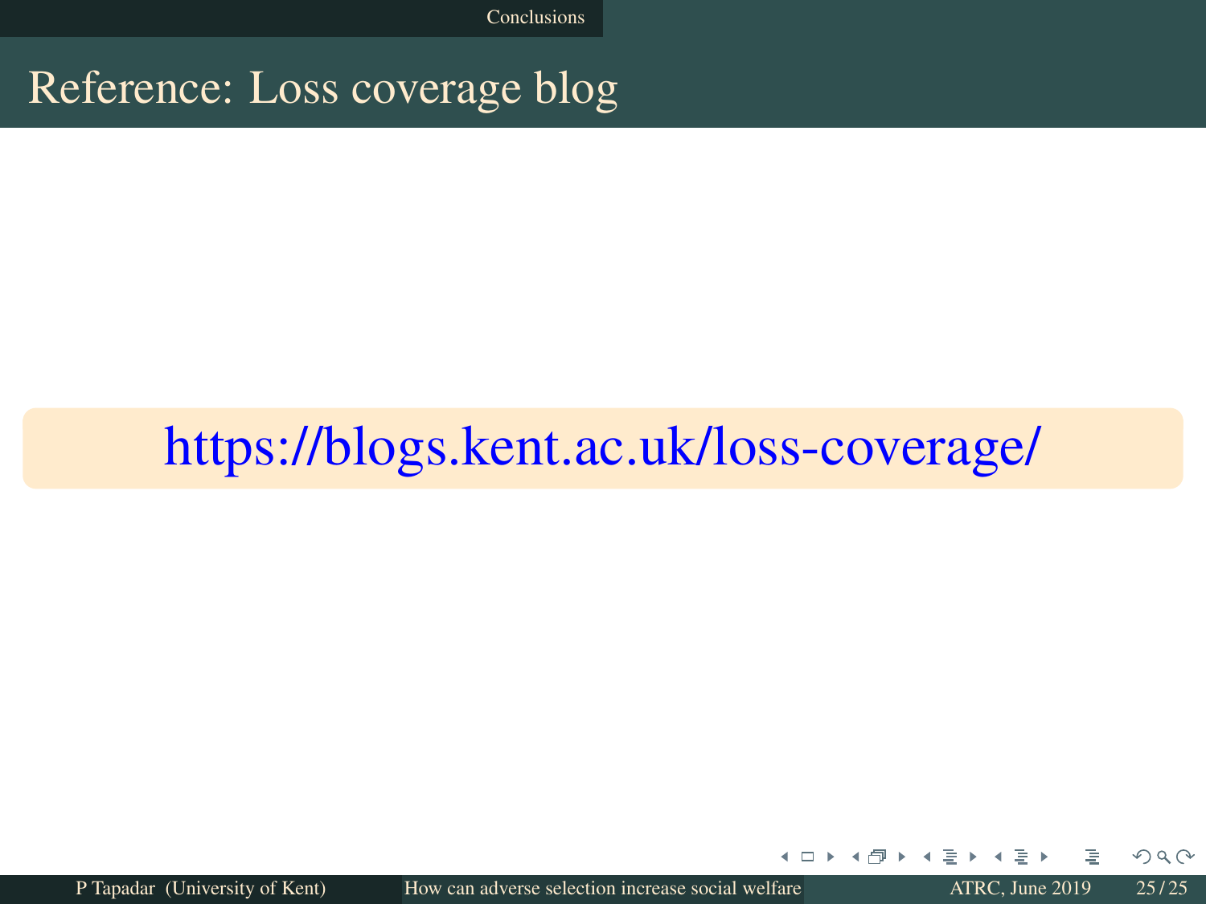# Reference: Loss coverage blog

https://blogs.kent.ac.uk/loss-coverage/